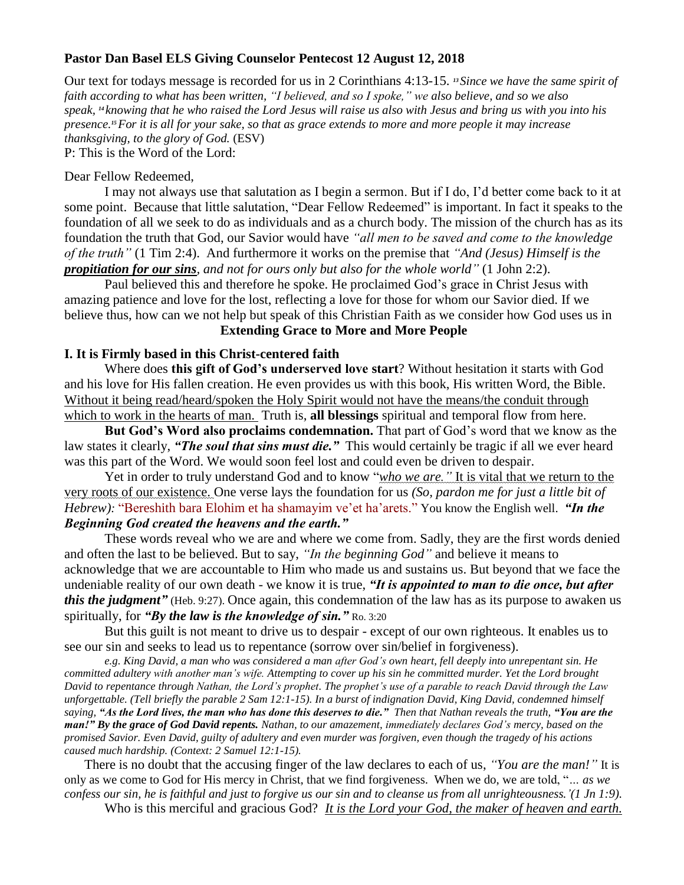**Pastor Dan Basel ELS Giving Counselor Pentecost 12 August 12, 2018**

Our text for todays message is recorded for us in 2 Corinthians 4:13-15. [13] *Since we have the same spirit of faith according to what has been written, "I believed, and so I spoke," we also believe, and so we also speak,* [14] *knowing that he who raised the Lord Jesus will raise us also with Jesus and bring us with you into his presence.* [15] *For it is all for your sake, so that as grace extends to more and more people it may increase thanksgiving, to the glory of God.* (ESV)

P: This is the Word of the Lord:

Dear Fellow Redeemed,

I may not always use that salutation as I begin a sermon. But if I do, I'd better come back to it at some point. Because that little salutation, "Dear Fellow Redeemed" is important. In fact it speaks to the foundation of all we seek to do as individuals and as a church body. The mission of the church has as its foundation the truth that God, our Savior would have *"all men to be saved and come to the knowledge of the truth"* (1 Tim 2:4). And furthermore it works on the premise that *"And (Jesus) Himself is the* ***propitiation for our sins****, and not for ours only but also for the whole world"* (1 John 2:2).

Paul believed this and therefore he spoke. He proclaimed God's grace in Christ Jesus with amazing patience and love for the lost, reflecting a love for those for whom our Savior died. If we believe thus, how can we not help but speak of this Christian Faith as we consider how God uses us in

**Extending Grace to More and More People**

**I. It is Firmly based in this Christ-centered faith**

Where does **this gift of God's underserved love start**? Without hesitation it starts with God and his love for His fallen creation. He even provides us with this book, His written Word, the Bible. Without it being read/heard/spoken the Holy Spirit would not have the means/the conduit through which to work in the hearts of man. Truth is, **all blessings** spiritual and temporal flow from here.

**But God's Word also proclaims condemnation.** That part of God's word that we know as the law states it clearly, ***"The soul that sins must die."*** This would certainly be tragic if all we ever heard was this part of the Word. We would soon feel lost and could even be driven to despair.

Yet in order to truly understand God and to know "*who we are."* It is vital that we return to the very roots of our existence. One verse lays the foundation for us *(So, pardon me for just a little bit of Hebrew):* "Bereshith bara Elohim et ha shamayim ve'et ha'arets." You know the English well. ***"In the Beginning God created the heavens and the earth."***

These words reveal who we are and where we come from. Sadly, they are the first words denied and often the last to be believed. But to say, *"In the beginning God"* and believe it means to acknowledge that we are accountable to Him who made us and sustains us. But beyond that we face the undeniable reality of our own death - we know it is true, ***"It is appointed to man to die once, but after this the judgment"*** (Heb. 9:27). Once again, this condemnation of the law has as its purpose to awaken us spiritually, for ***"By the law is the knowledge of sin."*** Ro. 3:20

But this guilt is not meant to drive us to despair - except of our own righteous. It enables us to see our sin and seeks to lead us to repentance (sorrow over sin/belief in forgiveness).

*e.g. King David, a man who was considered a man after God's own heart, fell deeply into unrepentant sin. He committed adultery with another man's wife. Attempting to cover up his sin he committed murder. Yet the Lord brought David to repentance through Nathan, the Lord's prophet. The prophet's use of a parable to reach David through the Law unforgettable. (Tell briefly the parable 2 Sam 12:1-15). In a burst of indignation David, King David, condemned himself saying,* ***"As the Lord lives, the man who has done this deserves to die."*** *Then that Nathan reveals the truth,* ***"You are the man!" By the grace of God David repents.*** *Nathan, to our amazement, immediately declares God's mercy, based on the promised Savior. Even David, guilty of adultery and even murder was forgiven, even though the tragedy of his actions caused much hardship. (Context: 2 Samuel 12:1-15).*

There is no doubt that the accusing finger of the law declares to each of us, *"You are the man!"* It is only as we come to God for His mercy in Christ, that we find forgiveness. When we do, we are told, "*… as we confess our sin, he is faithful and just to forgive us our sin and to cleanse us from all unrighteousness.'(1 Jn 1:9).*

Who is this merciful and gracious God? *It is the Lord your God, the maker of heaven and earth.*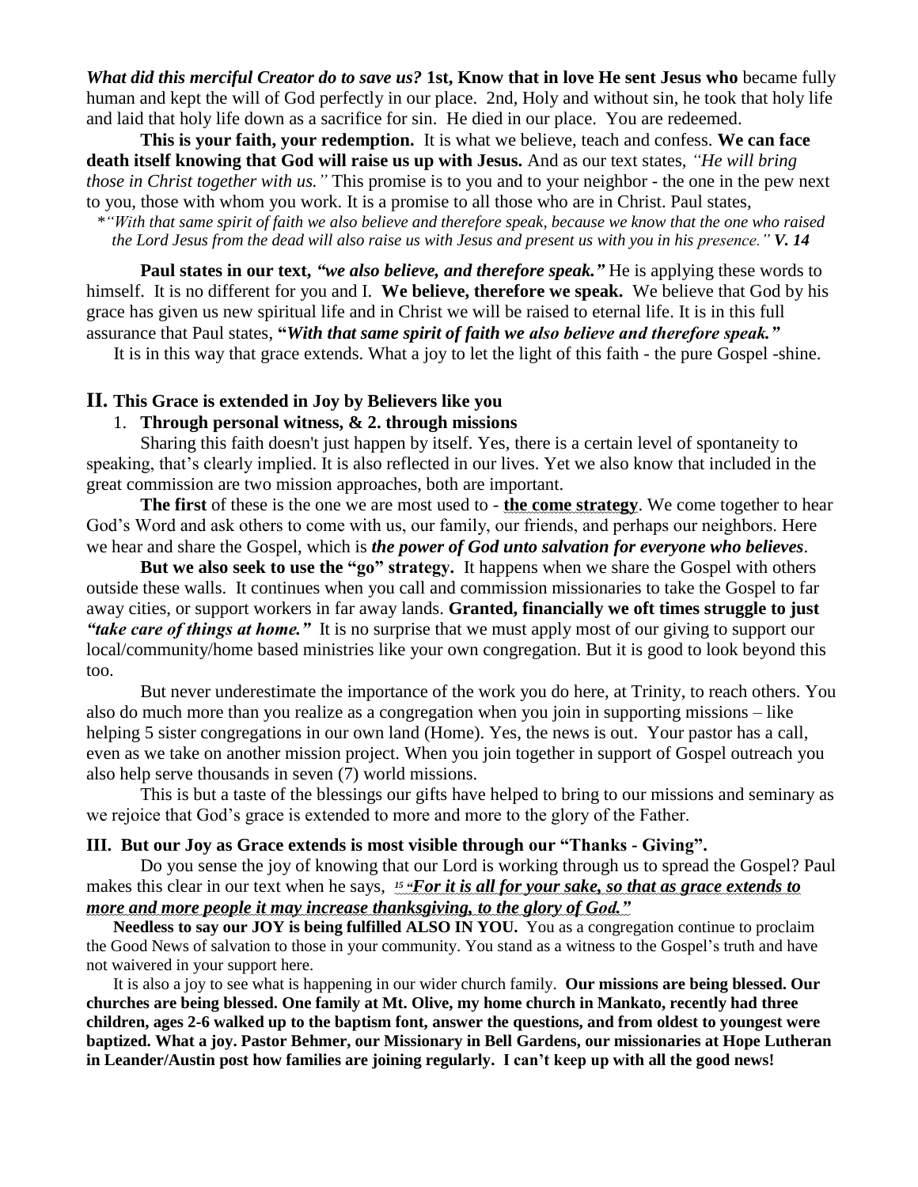***What did this merciful Creator do to save us?*** **1st, Know that in love He sent Jesus who** became fully human and kept the will of God perfectly in our place. 2nd, Holy and without sin, he took that holy life and laid that holy life down as a sacrifice for sin. He died in our place. You are redeemed.

**This is your faith, your redemption.** It is what we believe, teach and confess. **We can face death itself knowing that God will raise us up with Jesus.** And as our text states, *"He will bring those in Christ together with us."* This promise is to you and to your neighbor - the one in the pew next to you, those with whom you work. It is a promise to all those who are in Christ. Paul states,

*\*"With that same spirit of faith we also believe and therefore speak, because we know that the one who raised the Lord Jesus from the dead will also raise us with Jesus and present us with you in his presence."* ***V. 14***

**Paul states in our text,** ***"we also believe, and therefore speak."*** He is applying these words to himself. It is no different for you and I. **We believe, therefore we speak.** We believe that God by his grace has given us new spiritual life and in Christ we will be raised to eternal life. It is in this full assurance that Paul states, **"*With that same spirit of faith we also believe and therefore speak.*"**

It is in this way that grace extends. What a joy to let the light of this faith - the pure Gospel -shine.

## II. This Grace is extended in Joy by Believers like you

1. **Through personal witness, & 2. through missions**

Sharing this faith doesn't just happen by itself. Yes, there is a certain level of spontaneity to speaking, that's clearly implied. It is also reflected in our lives. Yet we also know that included in the great commission are two mission approaches, both are important.

**The first** of these is the one we are most used to - **the come strategy**. We come together to hear God's Word and ask others to come with us, our family, our friends, and perhaps our neighbors. Here we hear and share the Gospel, which is ***the power of God unto salvation for everyone who believes***.

**But we also seek to use the "go" strategy.** It happens when we share the Gospel with others outside these walls. It continues when you call and commission missionaries to take the Gospel to far away cities, or support workers in far away lands. **Granted, financially we oft times struggle to just *"take care of things at home."*** It is no surprise that we must apply most of our giving to support our local/community/home based ministries like your own congregation. But it is good to look beyond this too.

But never underestimate the importance of the work you do here, at Trinity, to reach others. You also do much more than you realize as a congregation when you join in supporting missions – like helping 5 sister congregations in our own land (Home). Yes, the news is out. Your pastor has a call, even as we take on another mission project. When you join together in support of Gospel outreach you also help serve thousands in seven (7) world missions.

This is but a taste of the blessings our gifts have helped to bring to our missions and seminary as we rejoice that God's grace is extended to more and more to the glory of the Father.

### III. But our Joy as Grace extends is most visible through our "Thanks - Giving".

Do you sense the joy of knowing that our Lord is working through us to spread the Gospel? Paul makes this clear in our text when he says, [15] ***"For it is all for your sake, so that as grace extends to more and more people it may increase thanksgiving, to the glory of God."***

**Needless to say our JOY is being fulfilled ALSO IN YOU.** You as a congregation continue to proclaim the Good News of salvation to those in your community. You stand as a witness to the Gospel's truth and have not waivered in your support here.

It is also a joy to see what is happening in our wider church family. **Our missions are being blessed. Our churches are being blessed. One family at Mt. Olive, my home church in Mankato, recently had three children, ages 2-6 walked up to the baptism font, answer the questions, and from oldest to youngest were baptized. What a joy. Pastor Behmer, our Missionary in Bell Gardens, our missionaries at Hope Lutheran in Leander/Austin post how families are joining regularly. I can't keep up with all the good news!**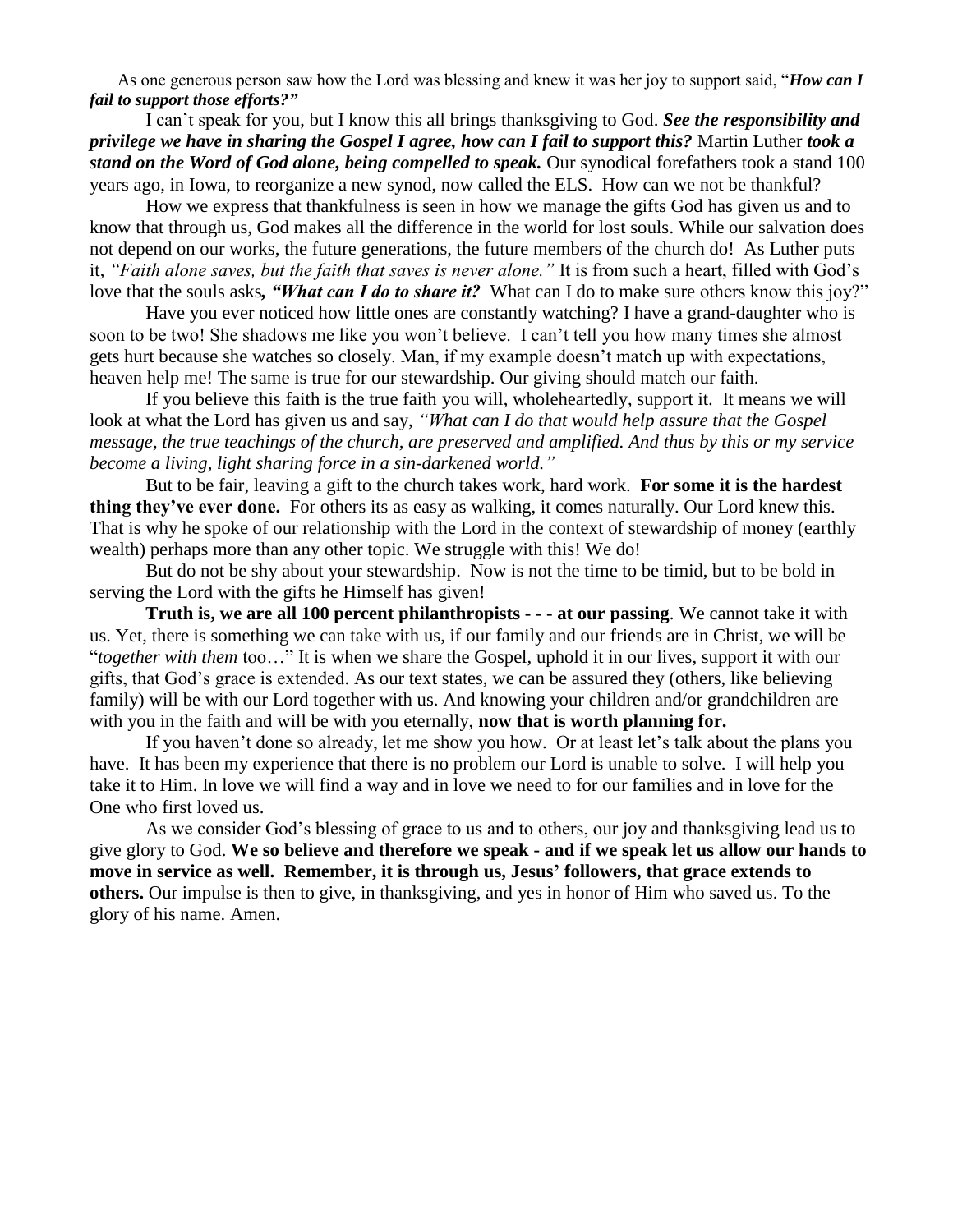As one generous person saw how the Lord was blessing and knew it was her joy to support said, "***How can I fail to support those efforts?"***

I can't speak for you, but I know this all brings thanksgiving to God. ***See the responsibility and privilege we have in sharing the Gospel I agree, how can I fail to support this?*** Martin Luther ***took a stand on the Word of God alone, being compelled to speak.*** Our synodical forefathers took a stand 100 years ago, in Iowa, to reorganize a new synod, now called the ELS. How can we not be thankful?

How we express that thankfulness is seen in how we manage the gifts God has given us and to know that through us, God makes all the difference in the world for lost souls. While our salvation does not depend on our works, the future generations, the future members of the church do! As Luther puts it, *"Faith alone saves, but the faith that saves is never alone."* It is from such a heart, filled with God's love that the souls asks***, "What can I do to share it?*** What can I do to make sure others know this joy?"

Have you ever noticed how little ones are constantly watching? I have a grand-daughter who is soon to be two! She shadows me like you won't believe. I can't tell you how many times she almost gets hurt because she watches so closely. Man, if my example doesn't match up with expectations, heaven help me! The same is true for our stewardship. Our giving should match our faith.

If you believe this faith is the true faith you will, wholeheartedly, support it. It means we will look at what the Lord has given us and say, *"What can I do that would help assure that the Gospel message, the true teachings of the church, are preserved and amplified. And thus by this or my service become a living, light sharing force in a sin-darkened world."*

But to be fair, leaving a gift to the church takes work, hard work. **For some it is the hardest thing they've ever done.** For others its as easy as walking, it comes naturally. Our Lord knew this. That is why he spoke of our relationship with the Lord in the context of stewardship of money (earthly wealth) perhaps more than any other topic. We struggle with this! We do!

But do not be shy about your stewardship. Now is not the time to be timid, but to be bold in serving the Lord with the gifts he Himself has given!

**Truth is, we are all 100 percent philanthropists - - - at our passing**. We cannot take it with us. Yet, there is something we can take with us, if our family and our friends are in Christ, we will be "*together with them* too…" It is when we share the Gospel, uphold it in our lives, support it with our gifts, that God's grace is extended. As our text states, we can be assured they (others, like believing family) will be with our Lord together with us. And knowing your children and/or grandchildren are with you in the faith and will be with you eternally, **now that is worth planning for.**

If you haven't done so already, let me show you how. Or at least let's talk about the plans you have. It has been my experience that there is no problem our Lord is unable to solve. I will help you take it to Him. In love we will find a way and in love we need to for our families and in love for the One who first loved us.

As we consider God's blessing of grace to us and to others, our joy and thanksgiving lead us to give glory to God. **We so believe and therefore we speak - and if we speak let us allow our hands to move in service as well. Remember, it is through us, Jesus' followers, that grace extends to others.** Our impulse is then to give, in thanksgiving, and yes in honor of Him who saved us. To the glory of his name. Amen.